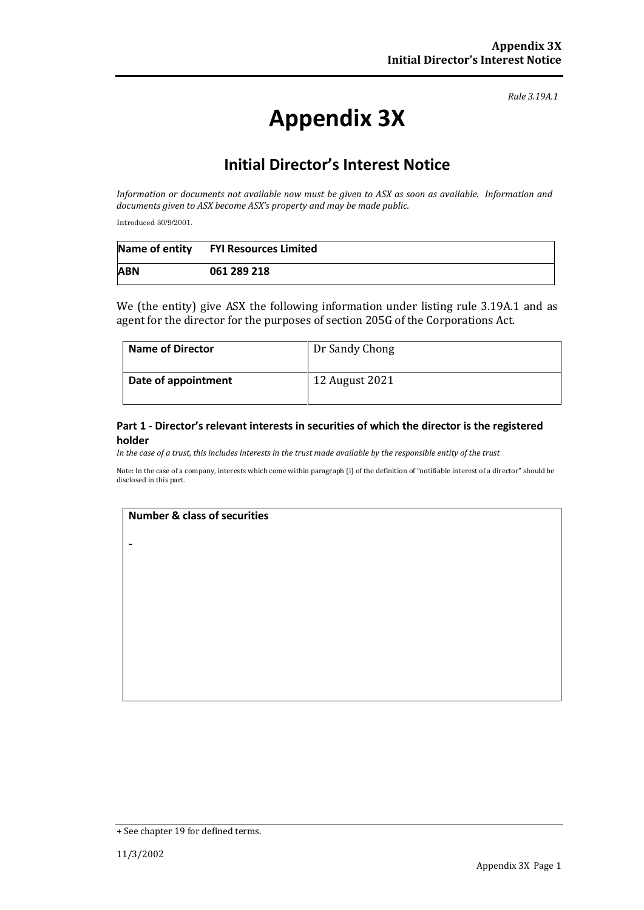*Rule 3.19A.1*

# Appendix 3X

## Initial Director's Interest Notice

*Information or documents not available now must be given to ASX as soon as available. Information and documents given to ASX become ASX's property and may be made public.*

Introduced 30/9/2001.

| **Name of entity** | **FYI Resources Limited** |
|---|---|
| **ABN** | **061 289 218** |

We (the entity) give ASX the following information under listing rule 3.19A.1 and as agent for the director for the purposes of section 205G of the Corporations Act.

| **Name of Director** | Dr Sandy Chong |
|---|---|
| **Date of appointment** | 12 August 2021 |

### Part 1 - Director's relevant interests in securities of which the director is the registered holder

*In the case of a trust, this includes interests in the trust made available by the responsible entity of the trust*

Note: In the case of a company, interests which come within paragraph (i) of the definition of "notifiable interest of a director" should be disclosed in this part.

| **Number & class of securities** |
|---|
| - |

+ See chapter 19 for defined terms.

11/3/2002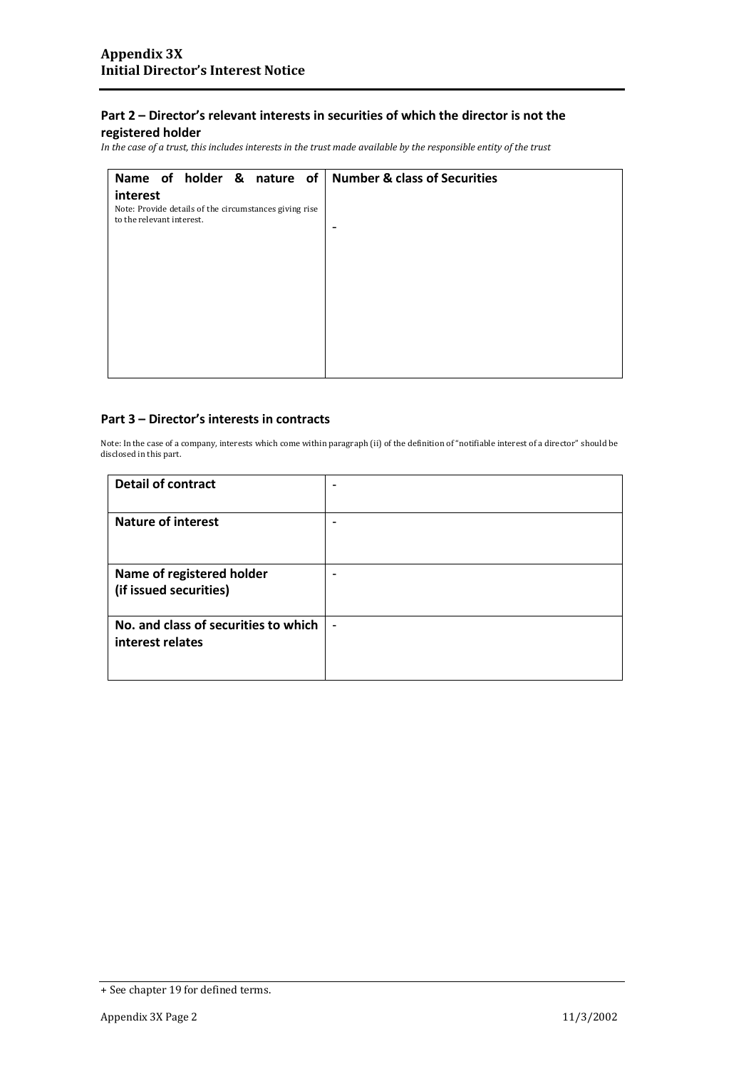## Part 2 – Director's relevant interests in securities of which the director is not the registered holder

*In the case of a trust, this includes interests in the trust made available by the responsible entity of the trust*

| Name of holder & nature of interest<br>Note: Provide details of the circumstances giving rise to the relevant interest. | Number & class of Securities |
|---|---|
| | - |

## Part 3 – Director's interests in contracts

Note: In the case of a company, interests which come within paragraph (ii) of the definition of "notifiable interest of a director" should be disclosed in this part.

| | |
|---|---|
| **Detail of contract** | - |
| **Nature of interest** | - |
| **Name of registered holder (if issued securities)** | - |
| **No. and class of securities to which interest relates** | - |

+ See chapter 19 for defined terms.